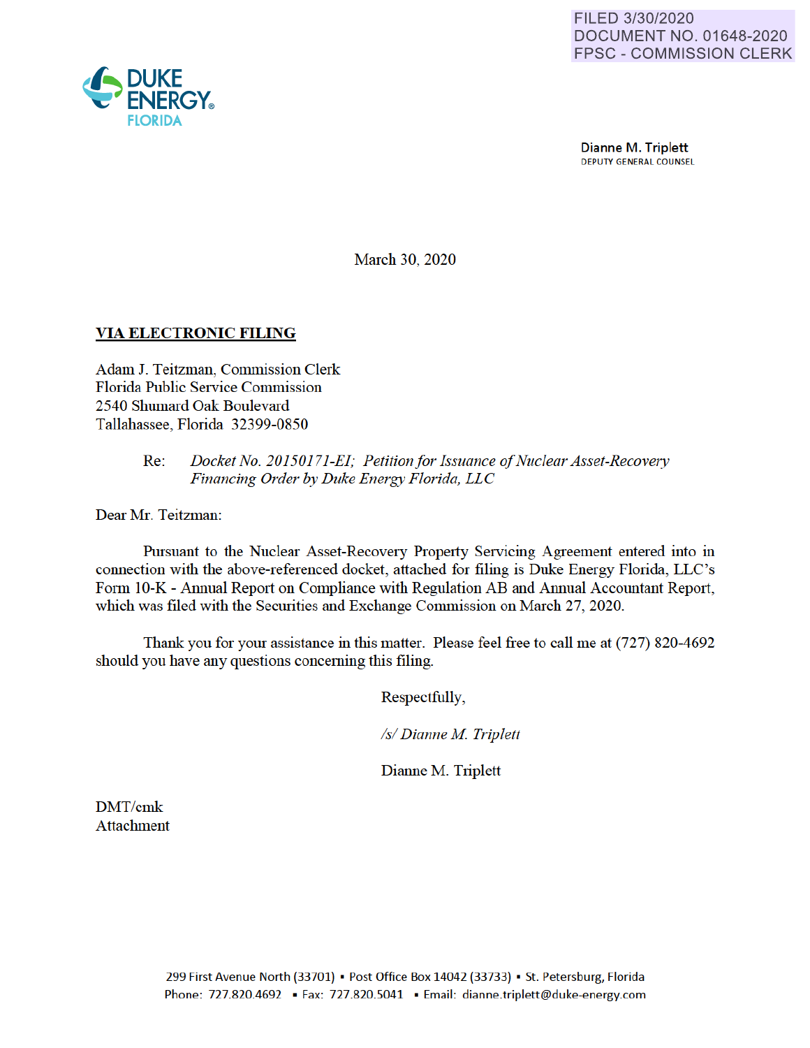FILED 3/30/2020
DOCUMENT NO. 01648-2020
FPSC - COMMISSION CLERK

DUKE ENERGY. FLORIDA

Dianne M. Triplett
DEPUTY GENERAL COUNSEL

March 30, 2020

**VIA ELECTRONIC FILING**

Adam J. Teitzman, Commission Clerk
Florida Public Service Commission
2540 Shumard Oak Boulevard
Tallahassee, Florida 32399-0850

Re: *Docket No. 20150171-EI; Petition for Issuance of Nuclear Asset-Recovery Financing Order by Duke Energy Florida, LLC*

Dear Mr. Teitzman:

Pursuant to the Nuclear Asset-Recovery Property Servicing Agreement entered into in connection with the above-referenced docket, attached for filing is Duke Energy Florida, LLC's Form 10-K - Annual Report on Compliance with Regulation AB and Annual Accountant Report, which was filed with the Securities and Exchange Commission on March 27, 2020.

Thank you for your assistance in this matter. Please feel free to call me at (727) 820-4692 should you have any questions concerning this filing.

Respectfully,

*/s/ Dianne M. Triplett*

Dianne M. Triplett

DMT/cmk
Attachment

299 First Avenue North (33701) ▪ Post Office Box 14042 (33733) ▪ St. Petersburg, Florida
Phone: 727.820.4692 ▪ Fax: 727.820.5041 ▪ Email: dianne.triplett@duke-energy.com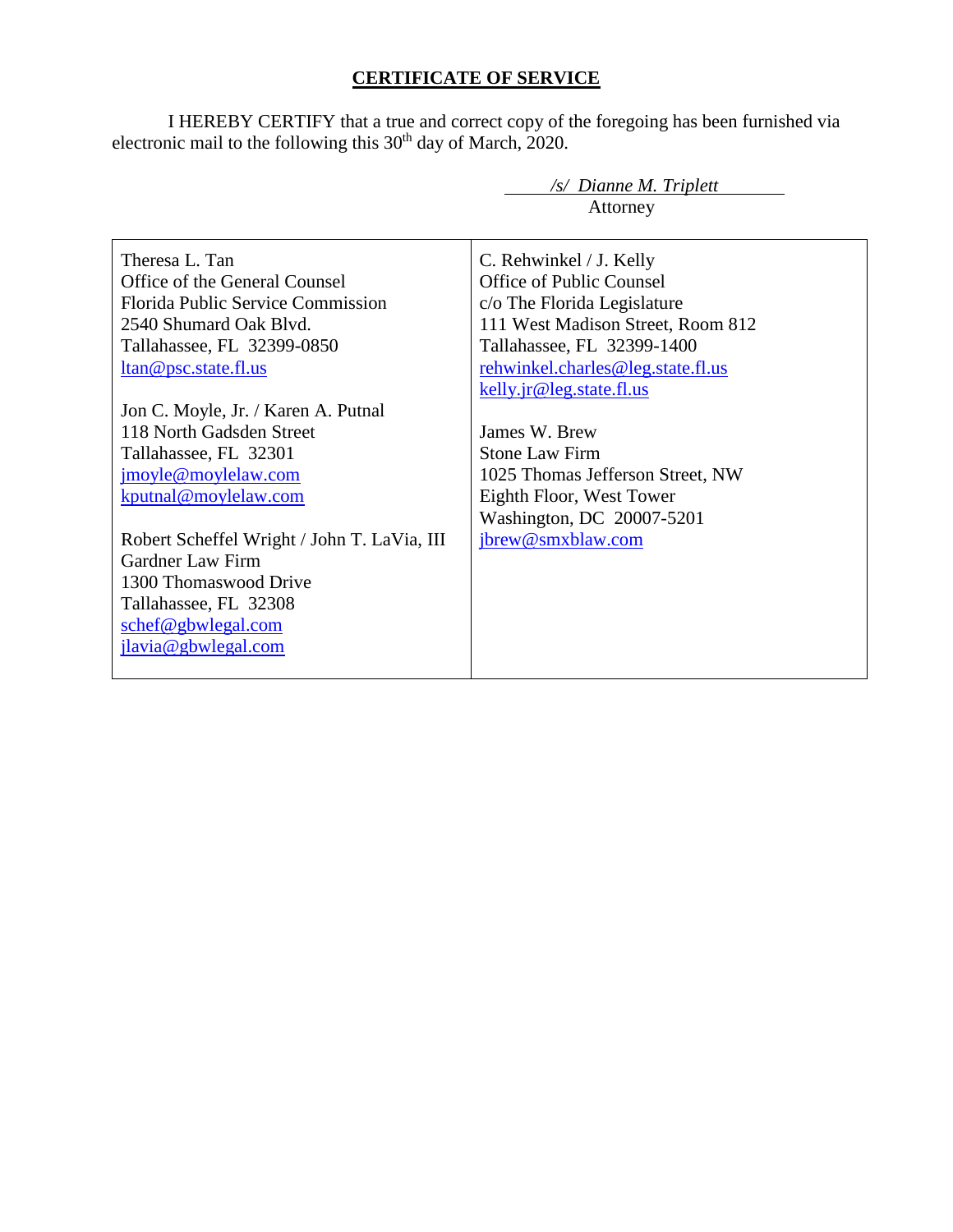**CERTIFICATE OF SERVICE**

I HEREBY CERTIFY that a true and correct copy of the foregoing has been furnished via electronic mail to the following this 30th day of March, 2020.

*/s/ Dianne M. Triplett*
Attorney

| | |
|---|---|
| Theresa L. Tan<br>Office of the General Counsel<br>Florida Public Service Commission<br>2540 Shumard Oak Blvd.<br>Tallahassee, FL 32399-0850<br>ltan@psc.state.fl.us<br><br>Jon C. Moyle, Jr. / Karen A. Putnal<br>118 North Gadsden Street<br>Tallahassee, FL 32301<br>jmoyle@moylelaw.com<br>kputnal@moylelaw.com<br><br>Robert Scheffel Wright / John T. LaVia, III<br>Gardner Law Firm<br>1300 Thomaswood Drive<br>Tallahassee, FL 32308<br>schef@gbwlegal.com<br>jlavia@gbwlegal.com | C. Rehwinkel / J. Kelly<br>Office of Public Counsel<br>c/o The Florida Legislature<br>111 West Madison Street, Room 812<br>Tallahassee, FL 32399-1400<br>rehwinkel.charles@leg.state.fl.us<br>kelly.jr@leg.state.fl.us<br><br>James W. Brew<br>Stone Law Firm<br>1025 Thomas Jefferson Street, NW<br>Eighth Floor, West Tower<br>Washington, DC 20007-5201<br>jbrew@smxblaw.com |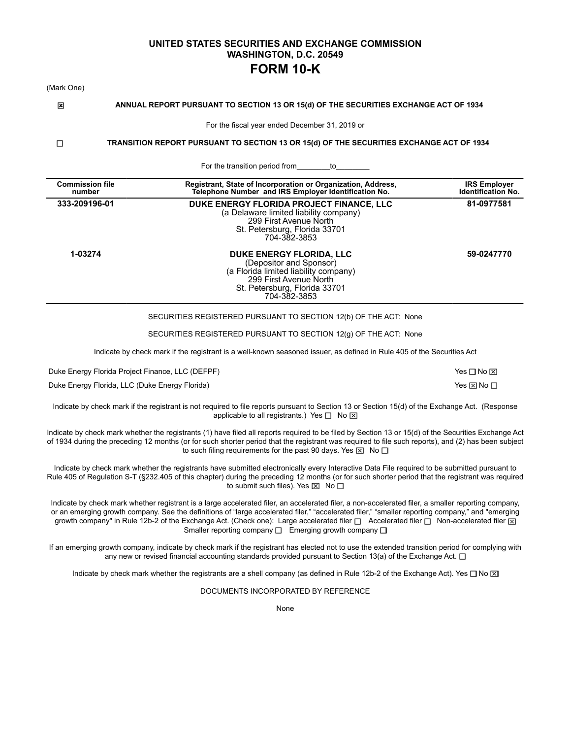# UNITED STATES SECURITIES AND EXCHANGE COMMISSION
## WASHINGTON, D.C. 20549
# FORM 10-K

(Mark One)

☒ **ANNUAL REPORT PURSUANT TO SECTION 13 OR 15(d) OF THE SECURITIES EXCHANGE ACT OF 1934**

For the fiscal year ended December 31, 2019 or

☐ **TRANSITION REPORT PURSUANT TO SECTION 13 OR 15(d) OF THE SECURITIES EXCHANGE ACT OF 1934**

For the transition period from________to________

| Commission file number | Registrant, State of Incorporation or Organization, Address, Telephone Number and IRS Employer Identification No. | IRS Employer Identification No. |
|---|---|---|
| 333-209196-01 | **DUKE ENERGY FLORIDA PROJECT FINANCE, LLC**<br>(a Delaware limited liability company)<br>299 First Avenue North<br>St. Petersburg, Florida 33701<br>704-382-3853 | 81-0977581 |
| 1-03274 | **DUKE ENERGY FLORIDA, LLC**<br>(Depositor and Sponsor)<br>(a Florida limited liability company)<br>299 First Avenue North<br>St. Petersburg, Florida 33701<br>704-382-3853 | 59-0247770 |

SECURITIES REGISTERED PURSUANT TO SECTION 12(b) OF THE ACT: None

SECURITIES REGISTERED PURSUANT TO SECTION 12(g) OF THE ACT: None

Indicate by check mark if the registrant is a well-known seasoned issuer, as defined in Rule 405 of the Securities Act

| | |
|---|---|
| Duke Energy Florida Project Finance, LLC (DEFPF) | Yes ☐ No ☒ |
| Duke Energy Florida, LLC (Duke Energy Florida) | Yes ☒ No ☐ |

Indicate by check mark if the registrant is not required to file reports pursuant to Section 13 or Section 15(d) of the Exchange Act. (Response applicable to all registrants.) Yes ☐ No ☒

Indicate by check mark whether the registrants (1) have filed all reports required to be filed by Section 13 or 15(d) of the Securities Exchange Act of 1934 during the preceding 12 months (or for such shorter period that the registrant was required to file such reports), and (2) has been subject to such filing requirements for the past 90 days. Yes ☒ No ☐

Indicate by check mark whether the registrants have submitted electronically every Interactive Data File required to be submitted pursuant to Rule 405 of Regulation S-T (§232.405 of this chapter) during the preceding 12 months (or for such shorter period that the registrant was required to submit such files). Yes ☒ No ☐

Indicate by check mark whether registrant is a large accelerated filer, an accelerated filer, a non-accelerated filer, a smaller reporting company, or an emerging growth company. See the definitions of "large accelerated filer," "accelerated filer," "smaller reporting company," and "emerging growth company" in Rule 12b-2 of the Exchange Act. (Check one): Large accelerated filer ☐ Accelerated filer ☐ Non-accelerated filer ☒ Smaller reporting company ☐ Emerging growth company ☐

If an emerging growth company, indicate by check mark if the registrant has elected not to use the extended transition period for complying with any new or revised financial accounting standards provided pursuant to Section 13(a) of the Exchange Act. ☐

Indicate by check mark whether the registrants are a shell company (as defined in Rule 12b-2 of the Exchange Act). Yes ☐ No ☒

DOCUMENTS INCORPORATED BY REFERENCE

None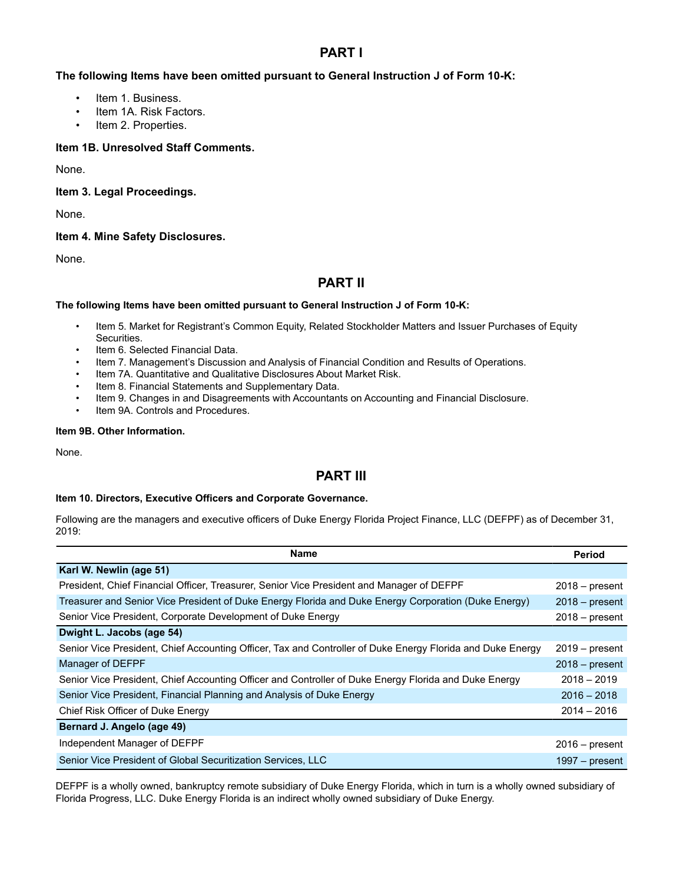# PART I

**The following Items have been omitted pursuant to General Instruction J of Form 10-K:**

- Item 1. Business.
- Item 1A. Risk Factors.
- Item 2. Properties.

**Item 1B. Unresolved Staff Comments.**

None.

**Item 3. Legal Proceedings.**

None.

**Item 4. Mine Safety Disclosures.**

None.

# PART II

**The following Items have been omitted pursuant to General Instruction J of Form 10-K:**

- Item 5. Market for Registrant's Common Equity, Related Stockholder Matters and Issuer Purchases of Equity Securities.
- Item 6. Selected Financial Data.
- Item 7. Management's Discussion and Analysis of Financial Condition and Results of Operations.
- Item 7A. Quantitative and Qualitative Disclosures About Market Risk.
- Item 8. Financial Statements and Supplementary Data.
- Item 9. Changes in and Disagreements with Accountants on Accounting and Financial Disclosure.
- Item 9A. Controls and Procedures.

**Item 9B. Other Information.**

None.

# PART III

**Item 10. Directors, Executive Officers and Corporate Governance.**

Following are the managers and executive officers of Duke Energy Florida Project Finance, LLC (DEFPF) as of December 31, 2019:

| Name | Period |
|---|---|
| **Karl W. Newlin (age 51)** | |
| President, Chief Financial Officer, Treasurer, Senior Vice President and Manager of DEFPF | 2018 – present |
| Treasurer and Senior Vice President of Duke Energy Florida and Duke Energy Corporation (Duke Energy) | 2018 – present |
| Senior Vice President, Corporate Development of Duke Energy | 2018 – present |
| **Dwight L. Jacobs (age 54)** | |
| Senior Vice President, Chief Accounting Officer, Tax and Controller of Duke Energy Florida and Duke Energy | 2019 – present |
| Manager of DEFPF | 2018 – present |
| Senior Vice President, Chief Accounting Officer and Controller of Duke Energy Florida and Duke Energy | 2018 – 2019 |
| Senior Vice President, Financial Planning and Analysis of Duke Energy | 2016 – 2018 |
| Chief Risk Officer of Duke Energy | 2014 – 2016 |
| **Bernard J. Angelo (age 49)** | |
| Independent Manager of DEFPF | 2016 – present |
| Senior Vice President of Global Securitization Services, LLC | 1997 – present |

DEFPF is a wholly owned, bankruptcy remote subsidiary of Duke Energy Florida, which in turn is a wholly owned subsidiary of Florida Progress, LLC. Duke Energy Florida is an indirect wholly owned subsidiary of Duke Energy.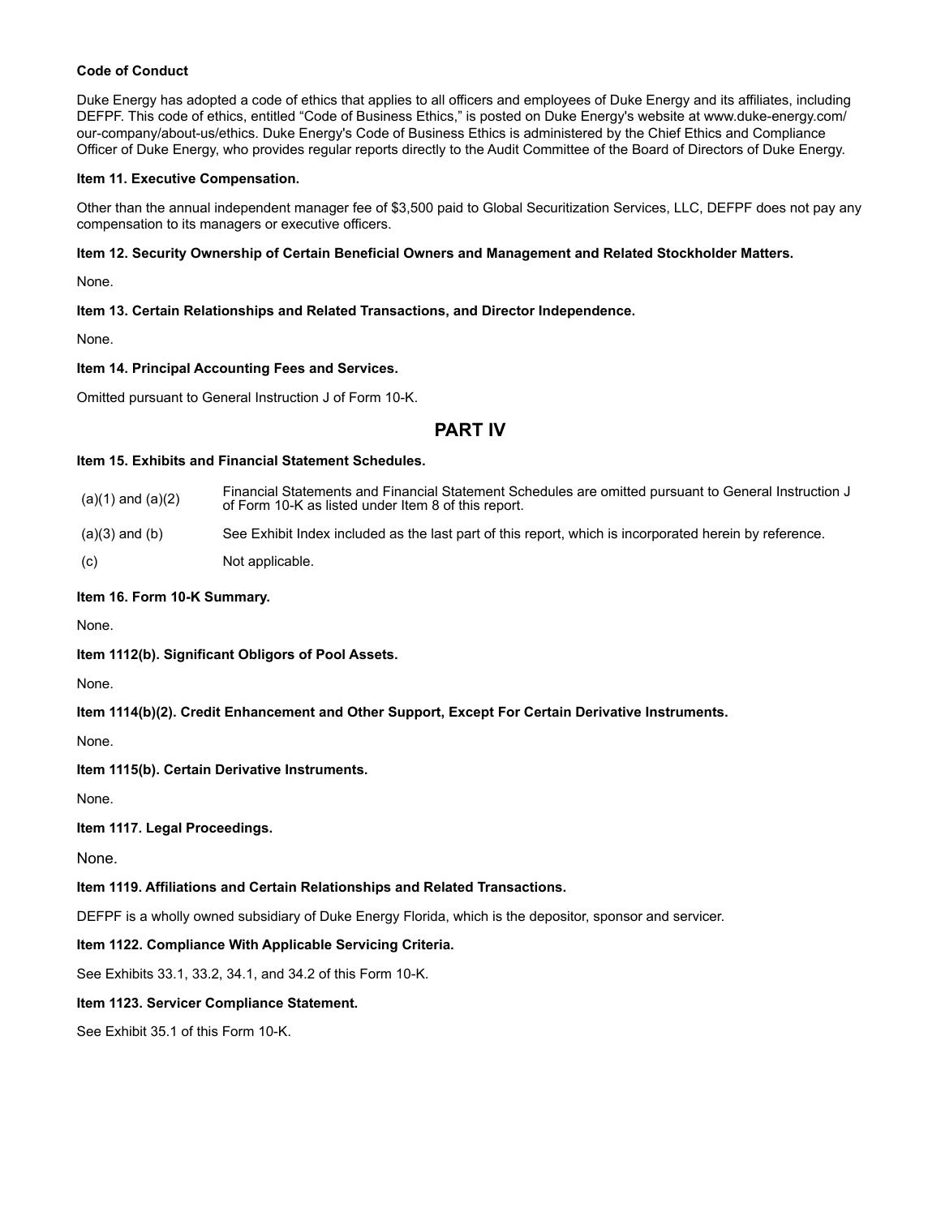**Code of Conduct**

Duke Energy has adopted a code of ethics that applies to all officers and employees of Duke Energy and its affiliates, including DEFPF. This code of ethics, entitled "Code of Business Ethics," is posted on Duke Energy's website at www.duke-energy.com/our-company/about-us/ethics. Duke Energy's Code of Business Ethics is administered by the Chief Ethics and Compliance Officer of Duke Energy, who provides regular reports directly to the Audit Committee of the Board of Directors of Duke Energy.

**Item 11. Executive Compensation.**

Other than the annual independent manager fee of $3,500 paid to Global Securitization Services, LLC, DEFPF does not pay any compensation to its managers or executive officers.

**Item 12. Security Ownership of Certain Beneficial Owners and Management and Related Stockholder Matters.**

None.

**Item 13. Certain Relationships and Related Transactions, and Director Independence.**

None.

**Item 14. Principal Accounting Fees and Services.**

Omitted pursuant to General Instruction J of Form 10-K.

## PART IV

**Item 15. Exhibits and Financial Statement Schedules.**

| | |
|---|---|
| (a)(1) and (a)(2) | Financial Statements and Financial Statement Schedules are omitted pursuant to General Instruction J of Form 10-K as listed under Item 8 of this report. |
| (a)(3) and (b) | See Exhibit Index included as the last part of this report, which is incorporated herein by reference. |
| (c) | Not applicable. |

**Item 16. Form 10-K Summary.**

None.

**Item 1112(b). Significant Obligors of Pool Assets.**

None.

**Item 1114(b)(2). Credit Enhancement and Other Support, Except For Certain Derivative Instruments.**

None.

**Item 1115(b). Certain Derivative Instruments.**

None.

**Item 1117. Legal Proceedings.**

None.

**Item 1119. Affiliations and Certain Relationships and Related Transactions.**

DEFPF is a wholly owned subsidiary of Duke Energy Florida, which is the depositor, sponsor and servicer.

**Item 1122. Compliance With Applicable Servicing Criteria.**

See Exhibits 33.1, 33.2, 34.1, and 34.2 of this Form 10-K.

**Item 1123. Servicer Compliance Statement.**

See Exhibit 35.1 of this Form 10-K.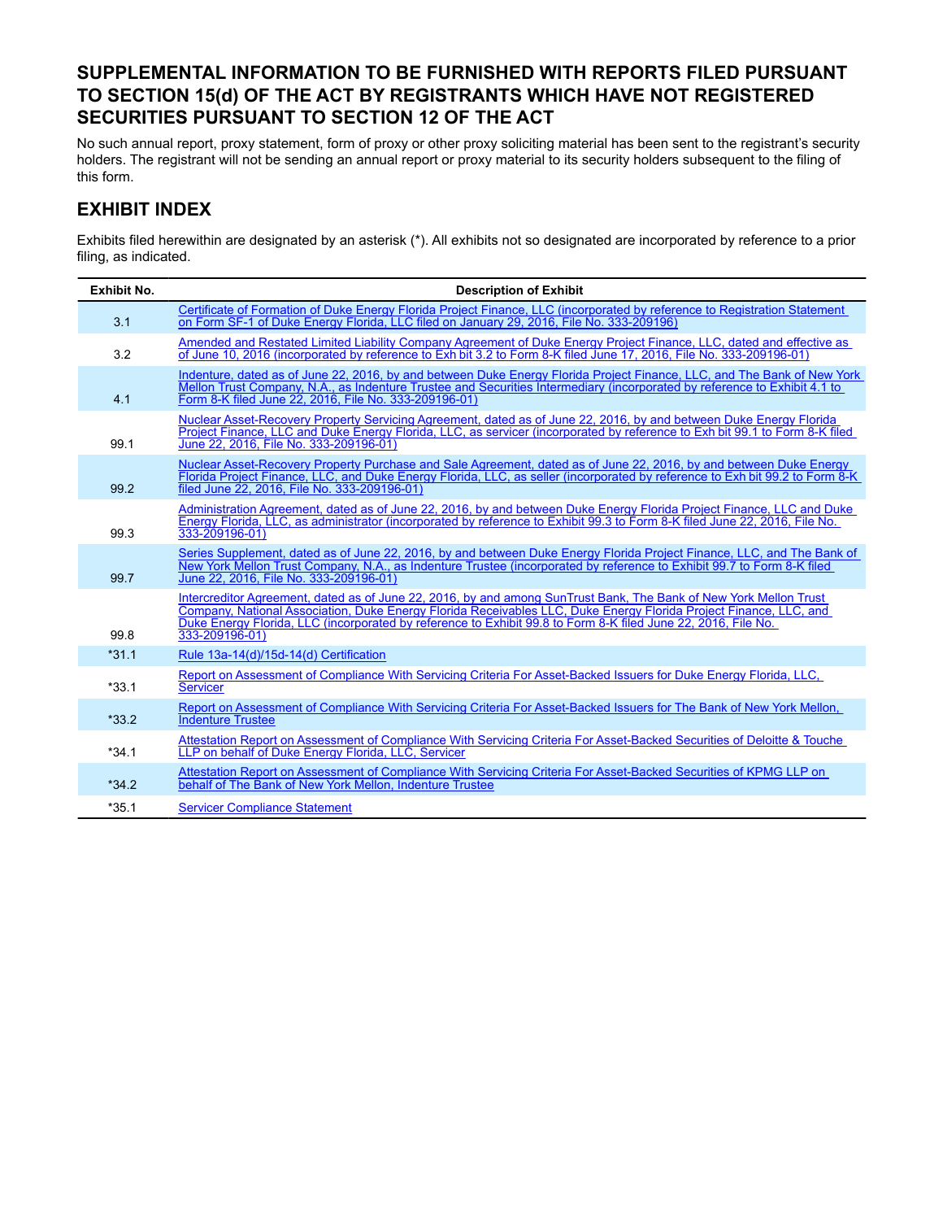## SUPPLEMENTAL INFORMATION TO BE FURNISHED WITH REPORTS FILED PURSUANT TO SECTION 15(d) OF THE ACT BY REGISTRANTS WHICH HAVE NOT REGISTERED SECURITIES PURSUANT TO SECTION 12 OF THE ACT

No such annual report, proxy statement, form of proxy or other proxy soliciting material has been sent to the registrant's security holders. The registrant will not be sending an annual report or proxy material to its security holders subsequent to the filing of this form.

## EXHIBIT INDEX

Exhibits filed herewithin are designated by an asterisk (*). All exhibits not so designated are incorporated by reference to a prior filing, as indicated.

| Exhibit No. | Description of Exhibit |
|---|---|
| 3.1 | Certificate of Formation of Duke Energy Florida Project Finance, LLC (incorporated by reference to Registration Statement on Form SF-1 of Duke Energy Florida, LLC filed on January 29, 2016, File No. 333-209196) |
| 3.2 | Amended and Restated Limited Liability Company Agreement of Duke Energy Project Finance, LLC, dated and effective as of June 10, 2016 (incorporated by reference to Exh bit 3.2 to Form 8-K filed June 17, 2016, File No. 333-209196-01) |
| 4.1 | Indenture, dated as of June 22, 2016, by and between Duke Energy Florida Project Finance, LLC, and The Bank of New York Mellon Trust Company, N.A., as Indenture Trustee and Securities Intermediary (incorporated by reference to Exhibit 4.1 to Form 8-K filed June 22, 2016, File No. 333-209196-01) |
| 99.1 | Nuclear Asset-Recovery Property Servicing Agreement, dated as of June 22, 2016, by and between Duke Energy Florida Project Finance, LLC and Duke Energy Florida, LLC, as servicer (incorporated by reference to Exh bit 99.1 to Form 8-K filed June 22, 2016, File No. 333-209196-01) |
| 99.2 | Nuclear Asset-Recovery Property Purchase and Sale Agreement, dated as of June 22, 2016, by and between Duke Energy Florida Project Finance, LLC, and Duke Energy Florida, LLC, as seller (incorporated by reference to Exh bit 99.2 to Form 8-K filed June 22, 2016, File No. 333-209196-01) |
| 99.3 | Administration Agreement, dated as of June 22, 2016, by and between Duke Energy Florida Project Finance, LLC and Duke Energy Florida, LLC, as administrator (incorporated by reference to Exhibit 99.3 to Form 8-K filed June 22, 2016, File No. 333-209196-01) |
| 99.7 | Series Supplement, dated as of June 22, 2016, by and between Duke Energy Florida Project Finance, LLC, and The Bank of New York Mellon Trust Company, N.A., as Indenture Trustee (incorporated by reference to Exhibit 99.7 to Form 8-K filed June 22, 2016, File No. 333-209196-01) |
| 99.8 | Intercreditor Agreement, dated as of June 22, 2016, by and among SunTrust Bank, The Bank of New York Mellon Trust Company, National Association, Duke Energy Florida Receivables LLC, Duke Energy Florida Project Finance, LLC, and Duke Energy Florida, LLC (incorporated by reference to Exhibit 99.8 to Form 8-K filed June 22, 2016, File No. 333-209196-01) |
| *31.1 | Rule 13a-14(d)/15d-14(d) Certification |
| *33.1 | Report on Assessment of Compliance With Servicing Criteria For Asset-Backed Issuers for Duke Energy Florida, LLC, Servicer |
| *33.2 | Report on Assessment of Compliance With Servicing Criteria For Asset-Backed Issuers for The Bank of New York Mellon, Indenture Trustee |
| *34.1 | Attestation Report on Assessment of Compliance With Servicing Criteria For Asset-Backed Securities of Deloitte & Touche LLP on behalf of Duke Energy Florida, LLC, Servicer |
| *34.2 | Attestation Report on Assessment of Compliance With Servicing Criteria For Asset-Backed Securities of KPMG LLP on behalf of The Bank of New York Mellon, Indenture Trustee |
| *35.1 | Servicer Compliance Statement |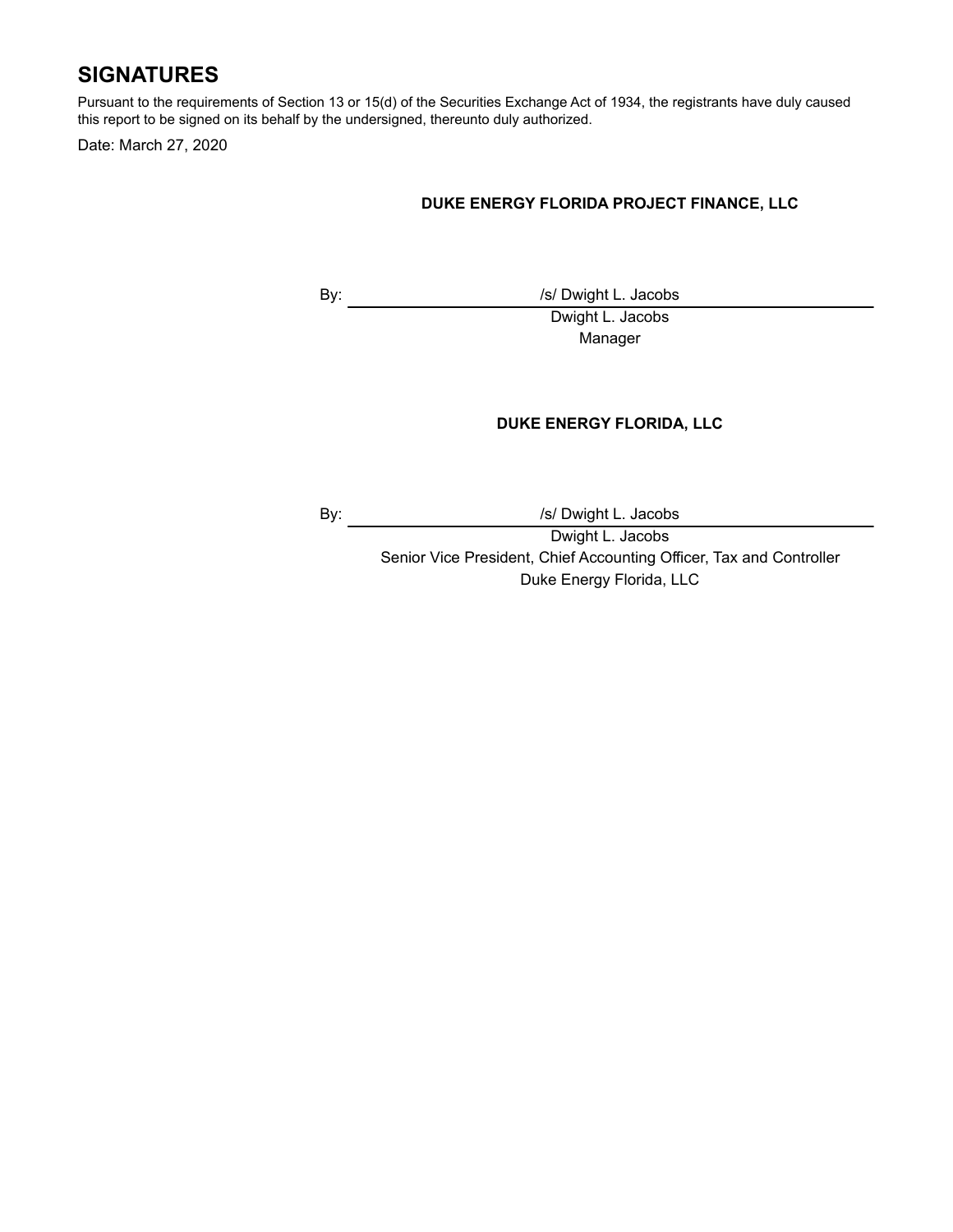## SIGNATURES

Pursuant to the requirements of Section 13 or 15(d) of the Securities Exchange Act of 1934, the registrants have duly caused this report to be signed on its behalf by the undersigned, thereunto duly authorized.

Date: March 27, 2020

**DUKE ENERGY FLORIDA PROJECT FINANCE, LLC**

By: /s/ Dwight L. Jacobs

Dwight L. Jacobs
Manager

**DUKE ENERGY FLORIDA, LLC**

By: /s/ Dwight L. Jacobs

Dwight L. Jacobs
Senior Vice President, Chief Accounting Officer, Tax and Controller
Duke Energy Florida, LLC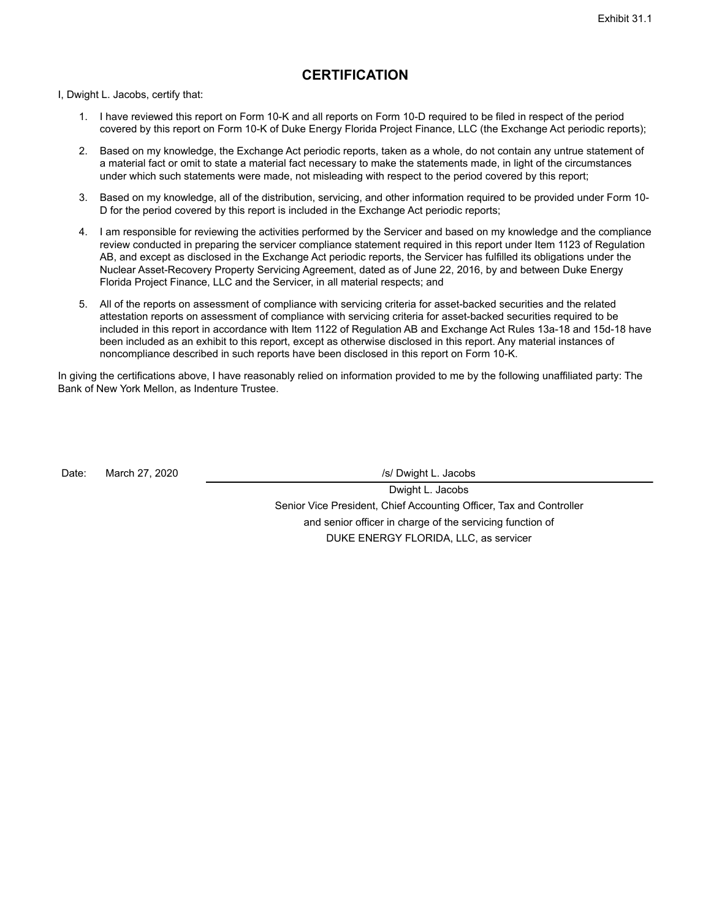Exhibit 31.1

# CERTIFICATION

I, Dwight L. Jacobs, certify that:

1. I have reviewed this report on Form 10-K and all reports on Form 10-D required to be filed in respect of the period covered by this report on Form 10-K of Duke Energy Florida Project Finance, LLC (the Exchange Act periodic reports);
2. Based on my knowledge, the Exchange Act periodic reports, taken as a whole, do not contain any untrue statement of a material fact or omit to state a material fact necessary to make the statements made, in light of the circumstances under which such statements were made, not misleading with respect to the period covered by this report;
3. Based on my knowledge, all of the distribution, servicing, and other information required to be provided under Form 10-D for the period covered by this report is included in the Exchange Act periodic reports;
4. I am responsible for reviewing the activities performed by the Servicer and based on my knowledge and the compliance review conducted in preparing the servicer compliance statement required in this report under Item 1123 of Regulation AB, and except as disclosed in the Exchange Act periodic reports, the Servicer has fulfilled its obligations under the Nuclear Asset-Recovery Property Servicing Agreement, dated as of June 22, 2016, by and between Duke Energy Florida Project Finance, LLC and the Servicer, in all material respects; and
5. All of the reports on assessment of compliance with servicing criteria for asset-backed securities and the related attestation reports on assessment of compliance with servicing criteria for asset-backed securities required to be included in this report in accordance with Item 1122 of Regulation AB and Exchange Act Rules 13a-18 and 15d-18 have been included as an exhibit to this report, except as otherwise disclosed in this report. Any material instances of noncompliance described in such reports have been disclosed in this report on Form 10-K.

In giving the certifications above, I have reasonably relied on information provided to me by the following unaffiliated party: The Bank of New York Mellon, as Indenture Trustee.

Date: March 27, 2020

/s/ Dwight L. Jacobs

Dwight L. Jacobs
Senior Vice President, Chief Accounting Officer, Tax and Controller
and senior officer in charge of the servicing function of
DUKE ENERGY FLORIDA, LLC, as servicer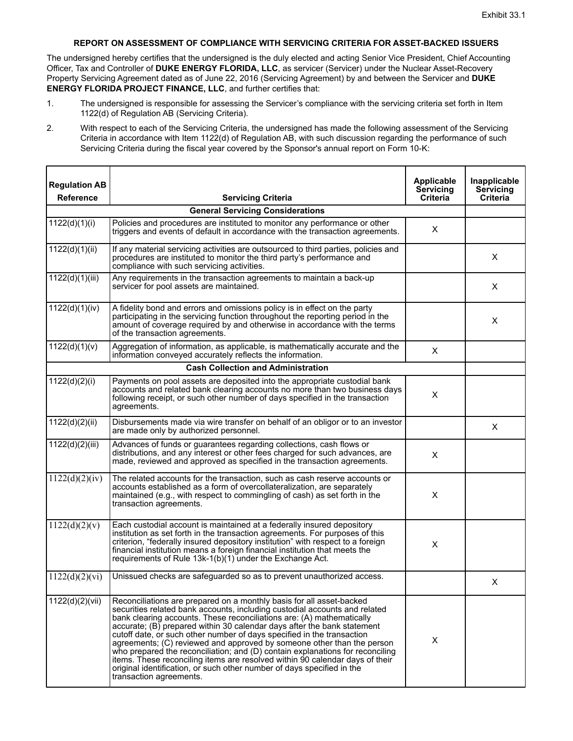Exhibit 33.1

**REPORT ON ASSESSMENT OF COMPLIANCE WITH SERVICING CRITERIA FOR ASSET-BACKED ISSUERS**

The undersigned hereby certifies that the undersigned is the duly elected and acting Senior Vice President, Chief Accounting Officer, Tax and Controller of **DUKE ENERGY FLORIDA, LLC**, as servicer (Servicer) under the Nuclear Asset-Recovery Property Servicing Agreement dated as of June 22, 2016 (Servicing Agreement) by and between the Servicer and **DUKE ENERGY FLORIDA PROJECT FINANCE, LLC**, and further certifies that:

1. The undersigned is responsible for assessing the Servicer's compliance with the servicing criteria set forth in Item 1122(d) of Regulation AB (Servicing Criteria).

2. With respect to each of the Servicing Criteria, the undersigned has made the following assessment of the Servicing Criteria in accordance with Item 1122(d) of Regulation AB, with such discussion regarding the performance of such Servicing Criteria during the fiscal year covered by the Sponsor's annual report on Form 10-K:

| Regulation AB Reference | Servicing Criteria | Applicable Servicing Criteria | Inapplicable Servicing Criteria |
|---|---|---|---|
| | **General Servicing Considerations** | | |
| 1122(d)(1)(i) | Policies and procedures are instituted to monitor any performance or other triggers and events of default in accordance with the transaction agreements. | X | |
| 1122(d)(1)(ii) | If any material servicing activities are outsourced to third parties, policies and procedures are instituted to monitor the third party's performance and compliance with such servicing activities. | | X |
| 1122(d)(1)(iii) | Any requirements in the transaction agreements to maintain a back-up servicer for pool assets are maintained. | | X |
| 1122(d)(1)(iv) | A fidelity bond and errors and omissions policy is in effect on the party participating in the servicing function throughout the reporting period in the amount of coverage required by and otherwise in accordance with the terms of the transaction agreements. | | X |
| 1122(d)(1)(v) | Aggregation of information, as applicable, is mathematically accurate and the information conveyed accurately reflects the information. | X | |
| | **Cash Collection and Administration** | | |
| 1122(d)(2)(i) | Payments on pool assets are deposited into the appropriate custodial bank accounts and related bank clearing accounts no more than two business days following receipt, or such other number of days specified in the transaction agreements. | X | |
| 1122(d)(2)(ii) | Disbursements made via wire transfer on behalf of an obligor or to an investor are made only by authorized personnel. | | X |
| 1122(d)(2)(iii) | Advances of funds or guarantees regarding collections, cash flows or distributions, and any interest or other fees charged for such advances, are made, reviewed and approved as specified in the transaction agreements. | X | |
| 1122(d)(2)(iv) | The related accounts for the transaction, such as cash reserve accounts or accounts established as a form of overcollateralization, are separately maintained (e.g., with respect to commingling of cash) as set forth in the transaction agreements. | X | |
| 1122(d)(2)(v) | Each custodial account is maintained at a federally insured depository institution as set forth in the transaction agreements. For purposes of this criterion, "federally insured depository institution" with respect to a foreign financial institution means a foreign financial institution that meets the requirements of Rule 13k-1(b)(1) under the Exchange Act. | X | |
| 1122(d)(2)(vi) | Unissued checks are safeguarded so as to prevent unauthorized access. | | X |
| 1122(d)(2)(vii) | Reconciliations are prepared on a monthly basis for all asset-backed securities related bank accounts, including custodial accounts and related bank clearing accounts. These reconciliations are: (A) mathematically accurate; (B) prepared within 30 calendar days after the bank statement cutoff date, or such other number of days specified in the transaction agreements; (C) reviewed and approved by someone other than the person who prepared the reconciliation; and (D) contain explanations for reconciling items. These reconciling items are resolved within 90 calendar days of their original identification, or such other number of days specified in the transaction agreements. | X | |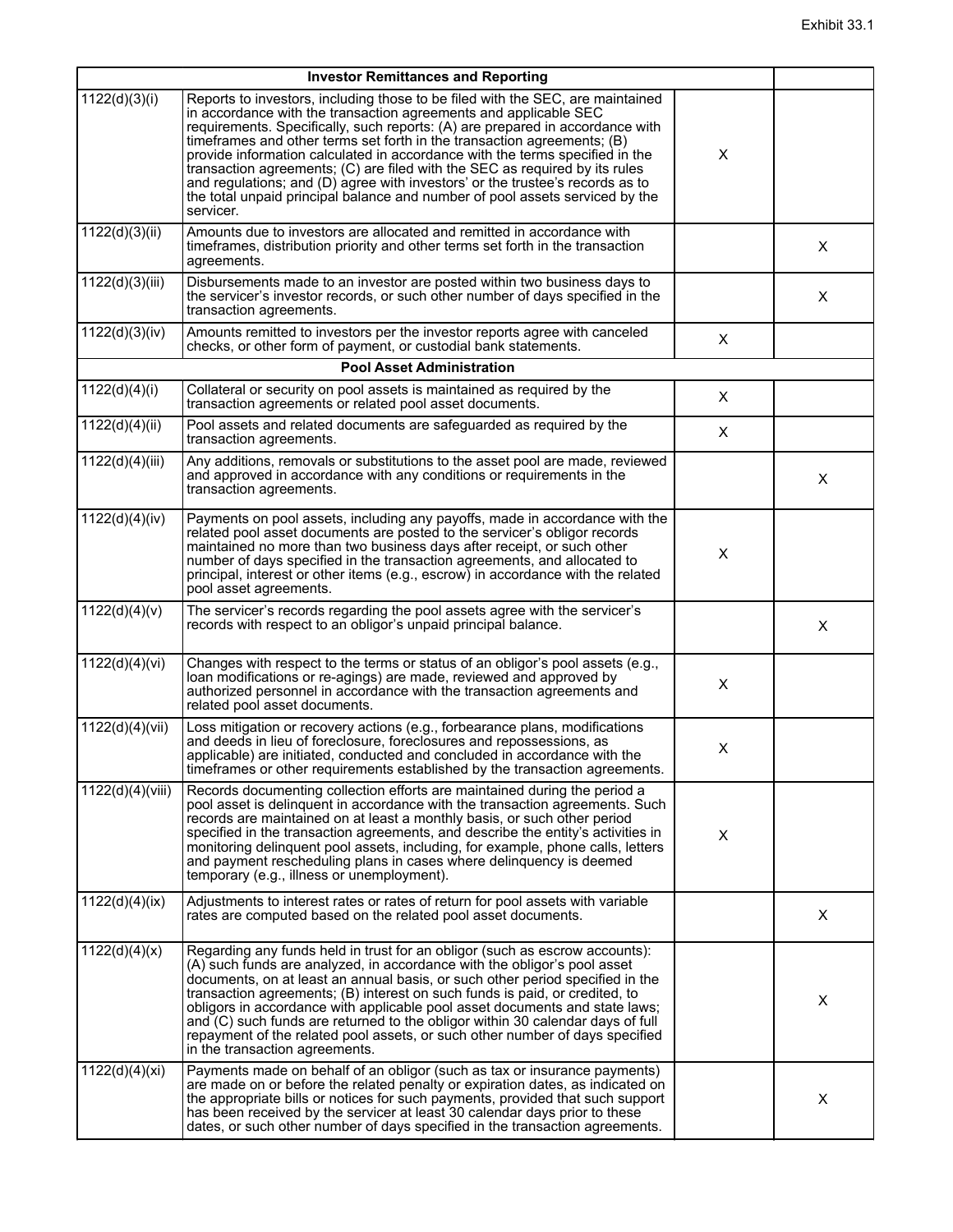Exhibit 33.1

| | Investor Remittances and Reporting | | |
|---|---|---|---|
| 1122(d)(3)(i) | Reports to investors, including those to be filed with the SEC, are maintained in accordance with the transaction agreements and applicable SEC requirements. Specifically, such reports: (A) are prepared in accordance with timeframes and other terms set forth in the transaction agreements; (B) provide information calculated in accordance with the terms specified in the transaction agreements; (C) are filed with the SEC as required by its rules and regulations; and (D) agree with investors' or the trustee's records as to the total unpaid principal balance and number of pool assets serviced by the servicer. | X | |
| 1122(d)(3)(ii) | Amounts due to investors are allocated and remitted in accordance with timeframes, distribution priority and other terms set forth in the transaction agreements. | | X |
| 1122(d)(3)(iii) | Disbursements made to an investor are posted within two business days to the servicer's investor records, or such other number of days specified in the transaction agreements. | | X |
| 1122(d)(3)(iv) | Amounts remitted to investors per the investor reports agree with canceled checks, or other form of payment, or custodial bank statements. | X | |
| | **Pool Asset Administration** | | |
| 1122(d)(4)(i) | Collateral or security on pool assets is maintained as required by the transaction agreements or related pool asset documents. | X | |
| 1122(d)(4)(ii) | Pool assets and related documents are safeguarded as required by the transaction agreements. | X | |
| 1122(d)(4)(iii) | Any additions, removals or substitutions to the asset pool are made, reviewed and approved in accordance with any conditions or requirements in the transaction agreements. | | X |
| 1122(d)(4)(iv) | Payments on pool assets, including any payoffs, made in accordance with the related pool asset documents are posted to the servicer's obligor records maintained no more than two business days after receipt, or such other number of days specified in the transaction agreements, and allocated to principal, interest or other items (e.g., escrow) in accordance with the related pool asset agreements. | X | |
| 1122(d)(4)(v) | The servicer's records regarding the pool assets agree with the servicer's records with respect to an obligor's unpaid principal balance. | | X |
| 1122(d)(4)(vi) | Changes with respect to the terms or status of an obligor's pool assets (e.g., loan modifications or re-agings) are made, reviewed and approved by authorized personnel in accordance with the transaction agreements and related pool asset documents. | X | |
| 1122(d)(4)(vii) | Loss mitigation or recovery actions (e.g., forbearance plans, modifications and deeds in lieu of foreclosure, foreclosures and repossessions, as applicable) are initiated, conducted and concluded in accordance with the timeframes or other requirements established by the transaction agreements. | X | |
| 1122(d)(4)(viii) | Records documenting collection efforts are maintained during the period a pool asset is delinquent in accordance with the transaction agreements. Such records are maintained on at least a monthly basis, or such other period specified in the transaction agreements, and describe the entity's activities in monitoring delinquent pool assets, including, for example, phone calls, letters and payment rescheduling plans in cases where delinquency is deemed temporary (e.g., illness or unemployment). | X | |
| 1122(d)(4)(ix) | Adjustments to interest rates or rates of return for pool assets with variable rates are computed based on the related pool asset documents. | | X |
| 1122(d)(4)(x) | Regarding any funds held in trust for an obligor (such as escrow accounts): (A) such funds are analyzed, in accordance with the obligor's pool asset documents, on at least an annual basis, or such other period specified in the transaction agreements; (B) interest on such funds is paid, or credited, to obligors in accordance with applicable pool asset documents and state laws; and (C) such funds are returned to the obligor within 30 calendar days of full repayment of the related pool assets, or such other number of days specified in the transaction agreements. | | X |
| 1122(d)(4)(xi) | Payments made on behalf of an obligor (such as tax or insurance payments) are made on or before the related penalty or expiration dates, as indicated on the appropriate bills or notices for such payments, provided that such support has been received by the servicer at least 30 calendar days prior to these dates, or such other number of days specified in the transaction agreements. | | X |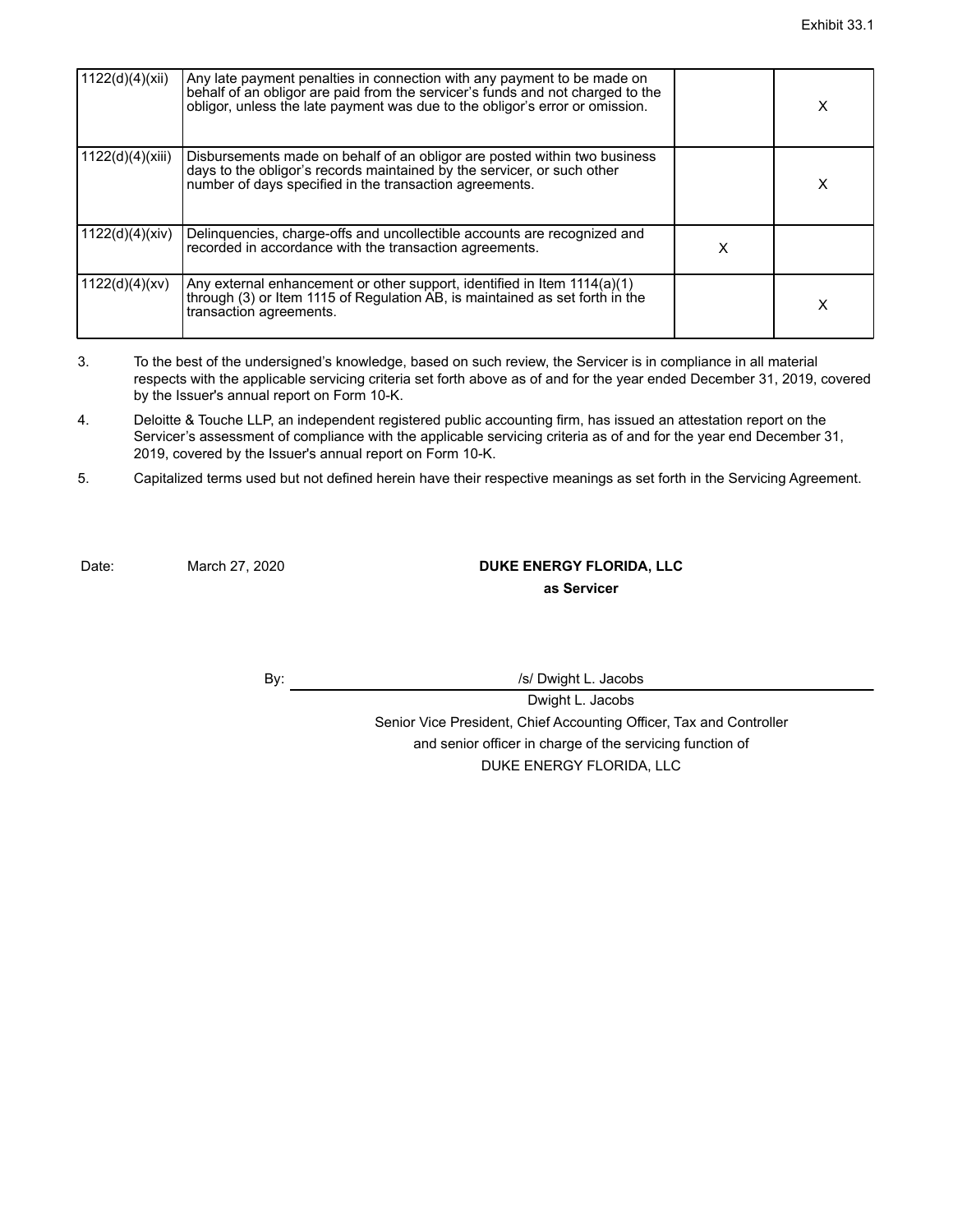Exhibit 33.1

| | | | |
|---|---|---|---|
| 1122(d)(4)(xii) | Any late payment penalties in connection with any payment to be made on behalf of an obligor are paid from the servicer's funds and not charged to the obligor, unless the late payment was due to the obligor's error or omission. | | X |
| 1122(d)(4)(xiii) | Disbursements made on behalf of an obligor are posted within two business days to the obligor's records maintained by the servicer, or such other number of days specified in the transaction agreements. | | X |
| 1122(d)(4)(xiv) | Delinquencies, charge-offs and uncollectible accounts are recognized and recorded in accordance with the transaction agreements. | X | |
| 1122(d)(4)(xv) | Any external enhancement or other support, identified in Item 1114(a)(1) through (3) or Item 1115 of Regulation AB, is maintained as set forth in the transaction agreements. | | X |

3. To the best of the undersigned's knowledge, based on such review, the Servicer is in compliance in all material respects with the applicable servicing criteria set forth above as of and for the year ended December 31, 2019, covered by the Issuer's annual report on Form 10-K.

4. Deloitte & Touche LLP, an independent registered public accounting firm, has issued an attestation report on the Servicer's assessment of compliance with the applicable servicing criteria as of and for the year end December 31, 2019, covered by the Issuer's annual report on Form 10-K.

5. Capitalized terms used but not defined herein have their respective meanings as set forth in the Servicing Agreement.

Date: March 27, 2020

**DUKE ENERGY FLORIDA, LLC**
**as Servicer**

By: /s/ Dwight L. Jacobs

Dwight L. Jacobs
Senior Vice President, Chief Accounting Officer, Tax and Controller
and senior officer in charge of the servicing function of
DUKE ENERGY FLORIDA, LLC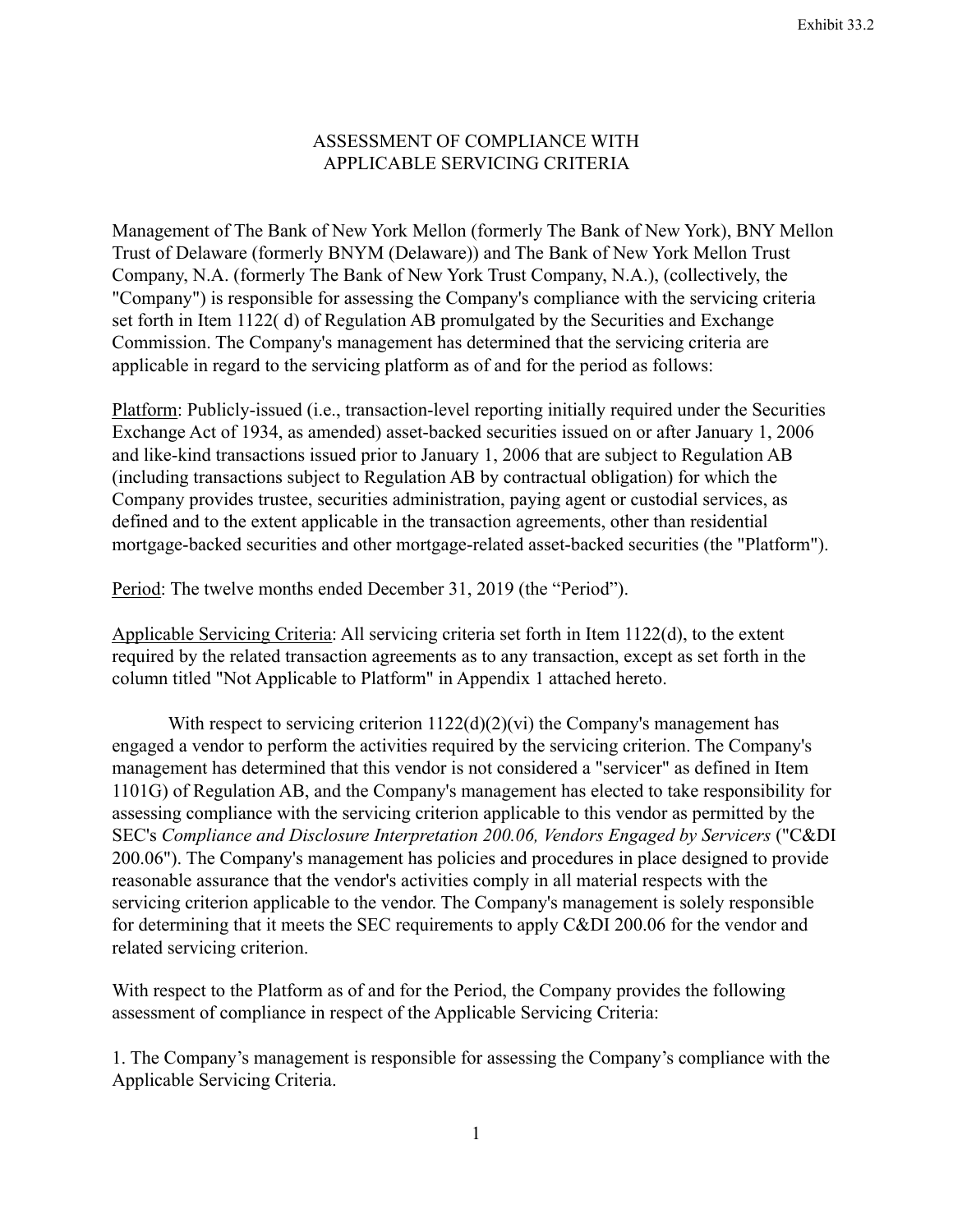Exhibit 33.2

# ASSESSMENT OF COMPLIANCE WITH APPLICABLE SERVICING CRITERIA

Management of The Bank of New York Mellon (formerly The Bank of New York), BNY Mellon Trust of Delaware (formerly BNYM (Delaware)) and The Bank of New York Mellon Trust Company, N.A. (formerly The Bank of New York Trust Company, N.A.), (collectively, the "Company") is responsible for assessing the Company's compliance with the servicing criteria set forth in Item 1122( d) of Regulation AB promulgated by the Securities and Exchange Commission. The Company's management has determined that the servicing criteria are applicable in regard to the servicing platform as of and for the period as follows:

Platform: Publicly-issued (i.e., transaction-level reporting initially required under the Securities Exchange Act of 1934, as amended) asset-backed securities issued on or after January 1, 2006 and like-kind transactions issued prior to January 1, 2006 that are subject to Regulation AB (including transactions subject to Regulation AB by contractual obligation) for which the Company provides trustee, securities administration, paying agent or custodial services, as defined and to the extent applicable in the transaction agreements, other than residential mortgage-backed securities and other mortgage-related asset-backed securities (the "Platform").

Period: The twelve months ended December 31, 2019 (the “Period”).

Applicable Servicing Criteria: All servicing criteria set forth in Item 1122(d), to the extent required by the related transaction agreements as to any transaction, except as set forth in the column titled "Not Applicable to Platform" in Appendix 1 attached hereto.

With respect to servicing criterion 1122(d)(2)(vi) the Company's management has engaged a vendor to perform the activities required by the servicing criterion. The Company's management has determined that this vendor is not considered a "servicer" as defined in Item 1101G) of Regulation AB, and the Company's management has elected to take responsibility for assessing compliance with the servicing criterion applicable to this vendor as permitted by the SEC's *Compliance and Disclosure Interpretation 200.06, Vendors Engaged by Servicers* ("C&DI 200.06"). The Company's management has policies and procedures in place designed to provide reasonable assurance that the vendor's activities comply in all material respects with the servicing criterion applicable to the vendor. The Company's management is solely responsible for determining that it meets the SEC requirements to apply C&DI 200.06 for the vendor and related servicing criterion.

With respect to the Platform as of and for the Period, the Company provides the following assessment of compliance in respect of the Applicable Servicing Criteria:

1. The Company’s management is responsible for assessing the Company’s compliance with the Applicable Servicing Criteria.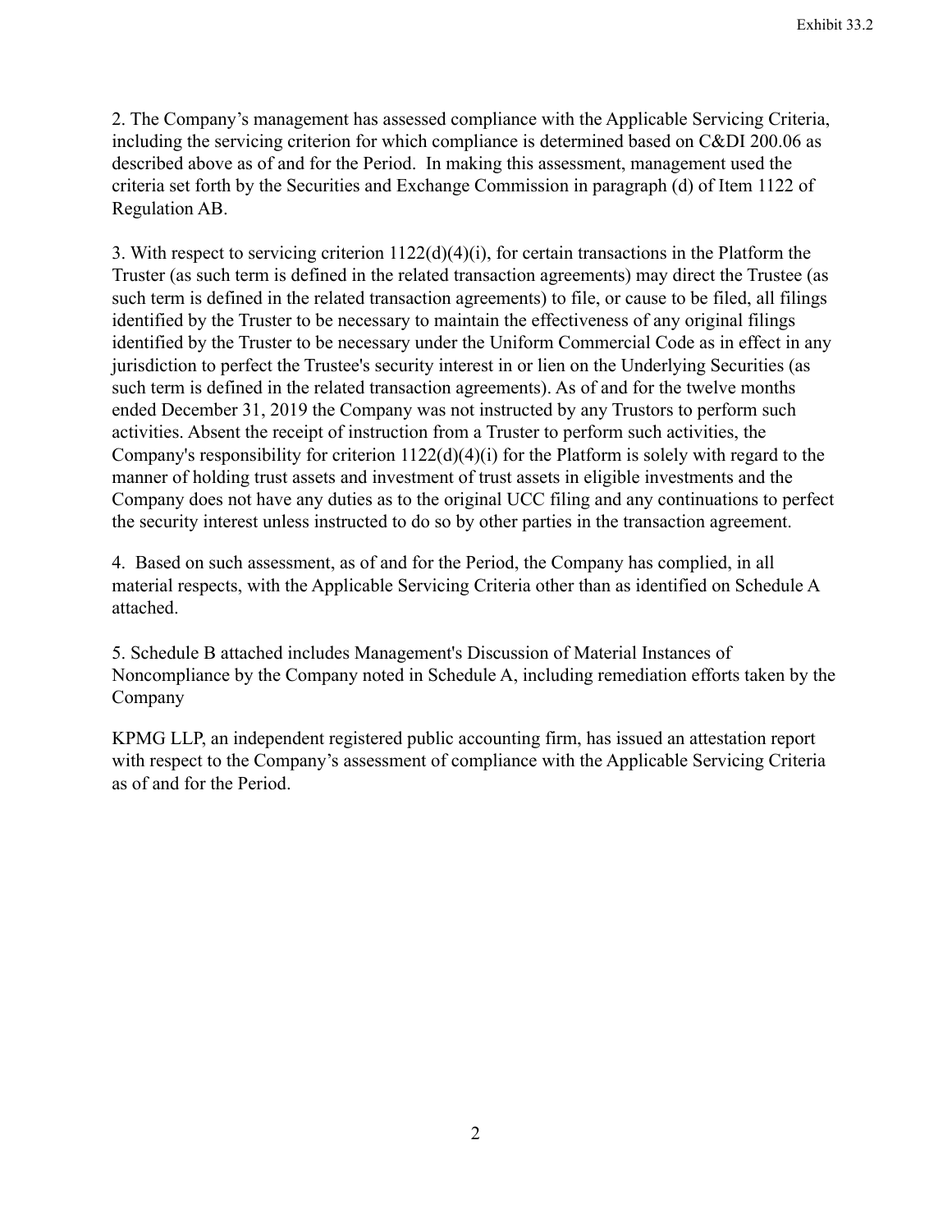2. The Company’s management has assessed compliance with the Applicable Servicing Criteria, including the servicing criterion for which compliance is determined based on C&DI 200.06 as described above as of and for the Period. In making this assessment, management used the criteria set forth by the Securities and Exchange Commission in paragraph (d) of Item 1122 of Regulation AB.

3. With respect to servicing criterion 1122(d)(4)(i), for certain transactions in the Platform the Truster (as such term is defined in the related transaction agreements) may direct the Trustee (as such term is defined in the related transaction agreements) to file, or cause to be filed, all filings identified by the Truster to be necessary to maintain the effectiveness of any original filings identified by the Truster to be necessary under the Uniform Commercial Code as in effect in any jurisdiction to perfect the Trustee's security interest in or lien on the Underlying Securities (as such term is defined in the related transaction agreements). As of and for the twelve months ended December 31, 2019 the Company was not instructed by any Trustors to perform such activities. Absent the receipt of instruction from a Truster to perform such activities, the Company's responsibility for criterion 1122(d)(4)(i) for the Platform is solely with regard to the manner of holding trust assets and investment of trust assets in eligible investments and the Company does not have any duties as to the original UCC filing and any continuations to perfect the security interest unless instructed to do so by other parties in the transaction agreement.

4. Based on such assessment, as of and for the Period, the Company has complied, in all material respects, with the Applicable Servicing Criteria other than as identified on Schedule A attached.

5. Schedule B attached includes Management's Discussion of Material Instances of Noncompliance by the Company noted in Schedule A, including remediation efforts taken by the Company

KPMG LLP, an independent registered public accounting firm, has issued an attestation report with respect to the Company’s assessment of compliance with the Applicable Servicing Criteria as of and for the Period.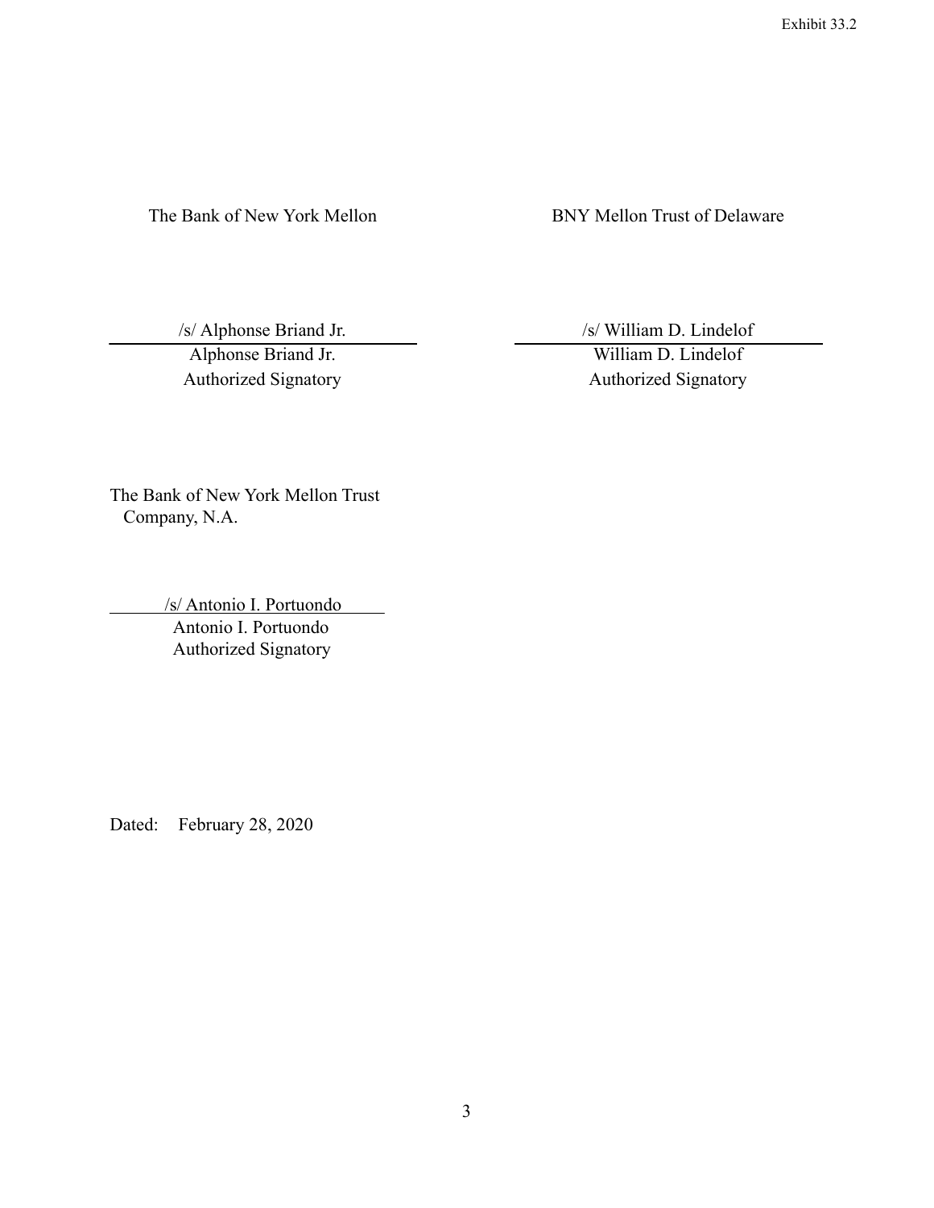Exhibit 33.2

The Bank of New York Mellon

/s/ Alphonse Briand Jr.
Alphonse Briand Jr.
Authorized Signatory

BNY Mellon Trust of Delaware

/s/ William D. Lindelof
William D. Lindelof
Authorized Signatory

The Bank of New York Mellon Trust Company, N.A.

/s/ Antonio I. Portuondo
Antonio I. Portuondo
Authorized Signatory

Dated: February 28, 2020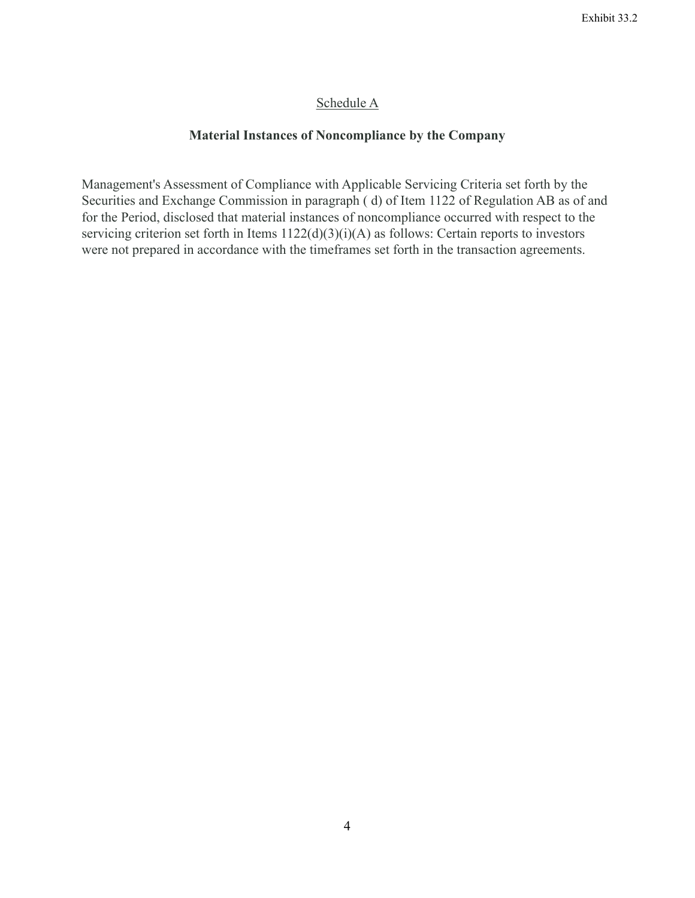Exhibit 33.2

Schedule A

**Material Instances of Noncompliance by the Company**

Management's Assessment of Compliance with Applicable Servicing Criteria set forth by the Securities and Exchange Commission in paragraph ( d) of Item 1122 of Regulation AB as of and for the Period, disclosed that material instances of noncompliance occurred with respect to the servicing criterion set forth in Items 1122(d)(3)(i)(A) as follows: Certain reports to investors were not prepared in accordance with the timeframes set forth in the transaction agreements.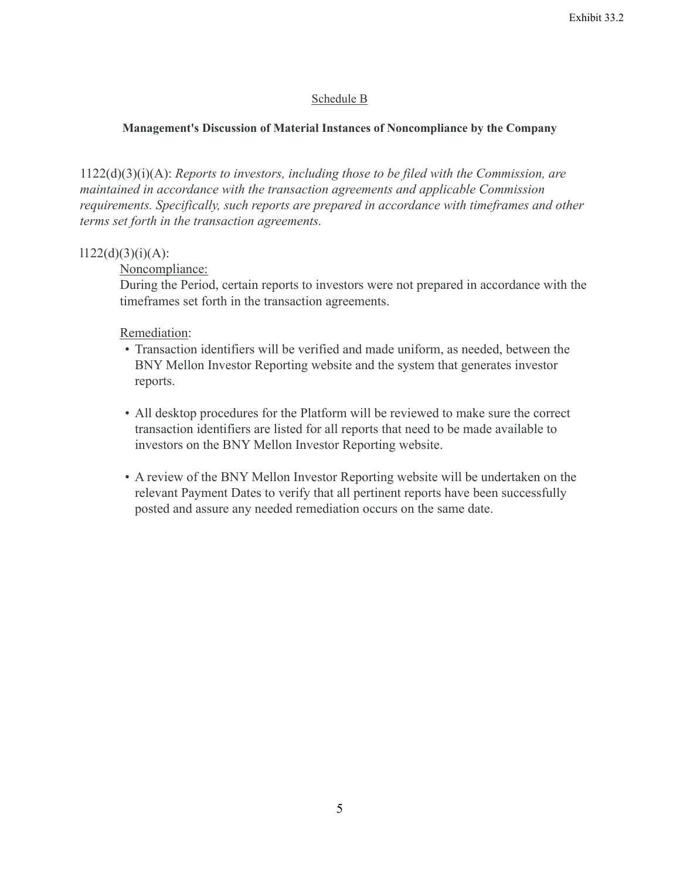Exhibit 33.2

Schedule B

**Management's Discussion of Material Instances of Noncompliance by the Company**

1122(d)(3)(i)(A): *Reports to investors, including those to be filed with the Commission, are maintained in accordance with the transaction agreements and applicable Commission requirements. Specifically, such reports are prepared in accordance with timeframes and other terms set forth in the transaction agreements.*

l122(d)(3)(i)(A):

Noncompliance:

During the Period, certain reports to investors were not prepared in accordance with the timeframes set forth in the transaction agreements.

Remediation:

- Transaction identifiers will be verified and made uniform, as needed, between the BNY Mellon Investor Reporting website and the system that generates investor reports.
- All desktop procedures for the Platform will be reviewed to make sure the correct transaction identifiers are listed for all reports that need to be made available to investors on the BNY Mellon Investor Reporting website.
- A review of the BNY Mellon Investor Reporting website will be undertaken on the relevant Payment Dates to verify that all pertinent reports have been successfully posted and assure any needed remediation occurs on the same date.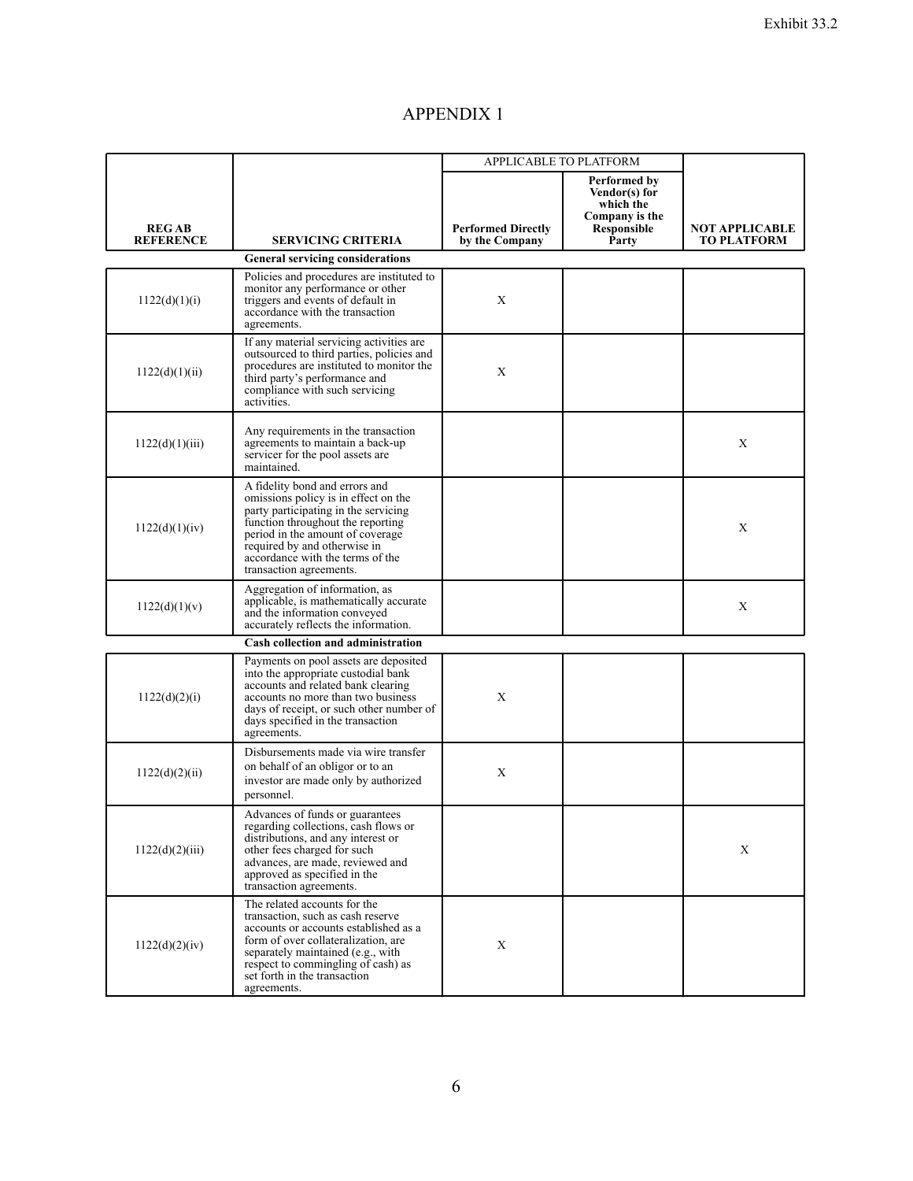Exhibit 33.2

# APPENDIX 1

| REG AB REFERENCE | SERVICING CRITERIA | APPLICABLE TO PLATFORM | | NOT APPLICABLE TO PLATFORM |
|---|---|---|---|---|
| | | **Performed Directly by the Company** | **Performed by Vendor(s) for which the Company is the Responsible Party** | |
| | **General servicing considerations** | | | |
| 1122(d)(1)(i) | Policies and procedures are instituted to monitor any performance or other triggers and events of default in accordance with the transaction agreements. | X | | |
| 1122(d)(1)(ii) | If any material servicing activities are outsourced to third parties, policies and procedures are instituted to monitor the third party's performance and compliance with such servicing activities. | X | | |
| 1122(d)(1)(iii) | Any requirements in the transaction agreements to maintain a back-up servicer for the pool assets are maintained. | | | X |
| 1122(d)(1)(iv) | A fidelity bond and errors and omissions policy is in effect on the party participating in the servicing function throughout the reporting period in the amount of coverage required by and otherwise in accordance with the terms of the transaction agreements. | | | X |
| 1122(d)(1)(v) | Aggregation of information, as applicable, is mathematically accurate and the information conveyed accurately reflects the information. | | | X |
| | **Cash collection and administration** | | | |
| 1122(d)(2)(i) | Payments on pool assets are deposited into the appropriate custodial bank accounts and related bank clearing accounts no more than two business days of receipt, or such other number of days specified in the transaction agreements. | X | | |
| 1122(d)(2)(ii) | Disbursements made via wire transfer on behalf of an obligor or to an investor are made only by authorized personnel. | X | | |
| 1122(d)(2)(iii) | Advances of funds or guarantees regarding collections, cash flows or distributions, and any interest or other fees charged for such advances, are made, reviewed and approved as specified in the transaction agreements. | | | X |
| 1122(d)(2)(iv) | The related accounts for the transaction, such as cash reserve accounts or accounts established as a form of over collateralization, are separately maintained (e.g., with respect to commingling of cash) as set forth in the transaction agreements. | X | | |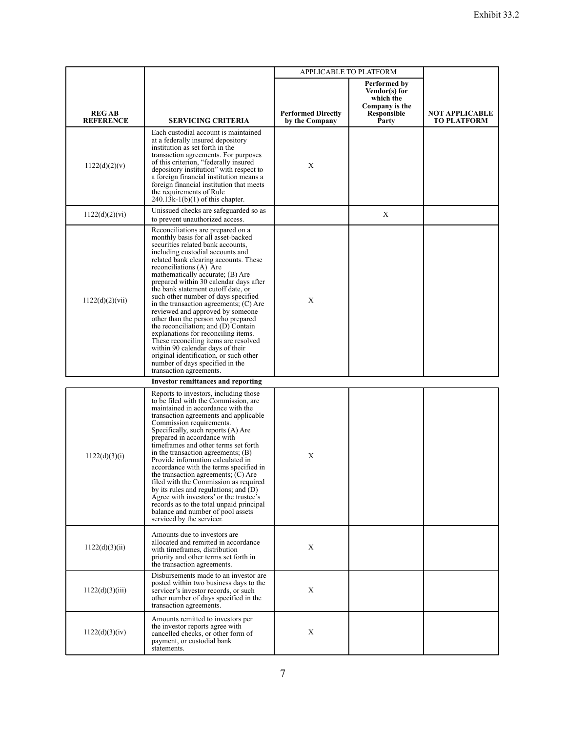Exhibit 33.2

| REG AB REFERENCE | SERVICING CRITERIA | APPLICABLE TO PLATFORM | | NOT APPLICABLE TO PLATFORM |
|---|---|---|---|---|
| | | Performed Directly by the Company | Performed by Vendor(s) for which the Company is the Responsible Party | |
| 1122(d)(2)(v) | Each custodial account is maintained at a federally insured depository institution as set forth in the transaction agreements. For purposes of this criterion, "federally insured depository institution" with respect to a foreign financial institution means a foreign financial institution that meets the requirements of Rule 240.13k-1(b)(1) of this chapter. | X | | |
| 1122(d)(2)(vi) | Unissued checks are safeguarded so as to prevent unauthorized access. | | X | |
| 1122(d)(2)(vii) | Reconciliations are prepared on a monthly basis for all asset-backed securities related bank accounts, including custodial accounts and related bank clearing accounts. These reconciliations (A) Are mathematically accurate; (B) Are prepared within 30 calendar days after the bank statement cutoff date, or such other number of days specified in the transaction agreements; (C) Are reviewed and approved by someone other than the person who prepared the reconciliation; and (D) Contain explanations for reconciling items. These reconciling items are resolved within 90 calendar days of their original identification, or such other number of days specified in the transaction agreements. | X | | |
| | **Investor remittances and reporting** | | | |
| 1122(d)(3)(i) | Reports to investors, including those to be filed with the Commission, are maintained in accordance with the transaction agreements and applicable Commission requirements. Specifically, such reports (A) Are prepared in accordance with timeframes and other terms set forth in the transaction agreements; (B) Provide information calculated in accordance with the terms specified in the transaction agreements; (C) Are filed with the Commission as required by its rules and regulations; and (D) Agree with investors' or the trustee's records as to the total unpaid principal balance and number of pool assets serviced by the servicer. | X | | |
| 1122(d)(3)(ii) | Amounts due to investors are allocated and remitted in accordance with timeframes, distribution priority and other terms set forth in the transaction agreements. | X | | |
| 1122(d)(3)(iii) | Disbursements made to an investor are posted within two business days to the servicer's investor records, or such other number of days specified in the transaction agreements. | X | | |
| 1122(d)(3)(iv) | Amounts remitted to investors per the investor reports agree with cancelled checks, or other form of payment, or custodial bank statements. | X | | |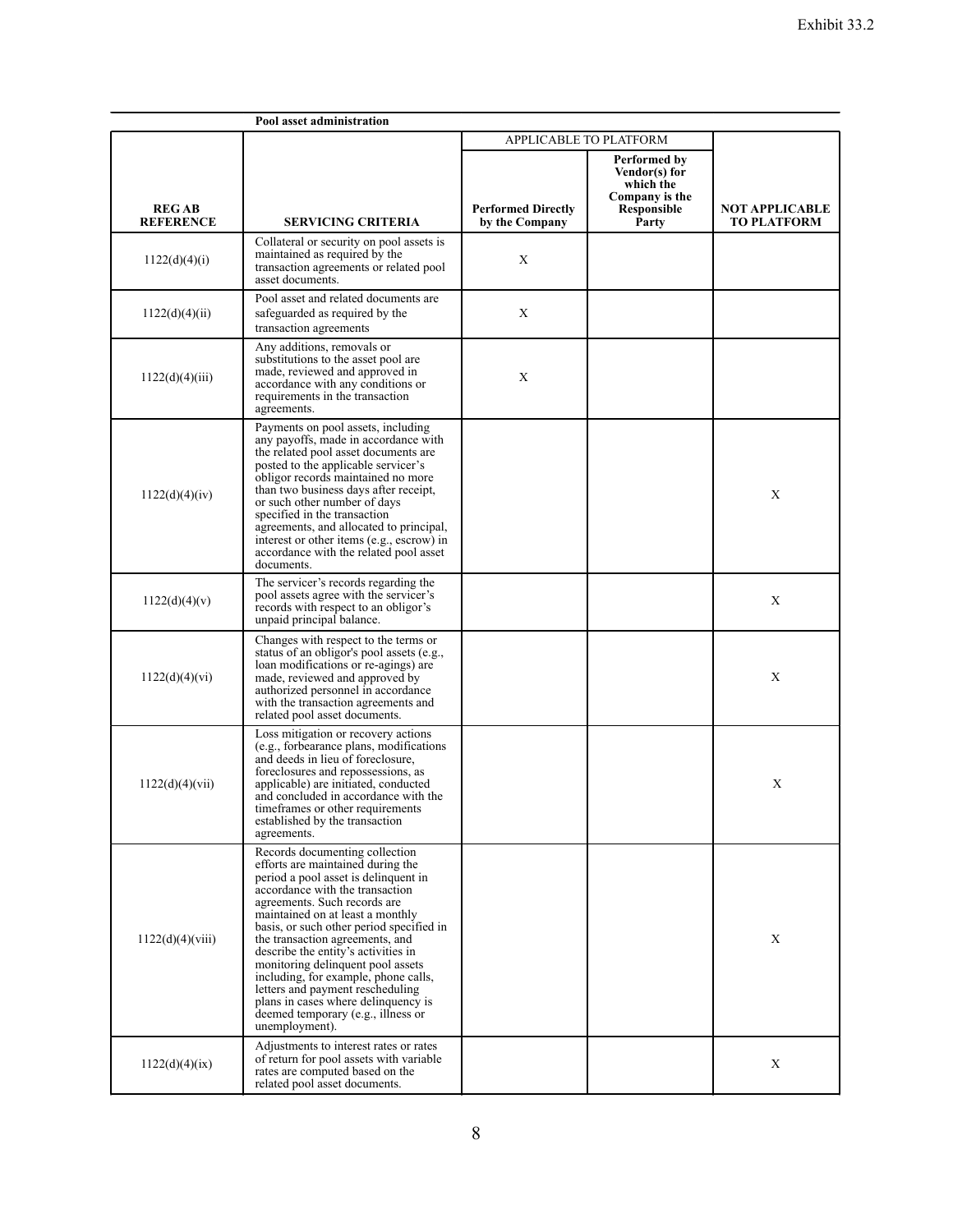Exhibit 33.2

| | Pool asset administration | | | |
|---|---|---|---|---|
| | | APPLICABLE TO PLATFORM | | |
| **REG AB REFERENCE** | **SERVICING CRITERIA** | **Performed Directly by the Company** | **Performed by Vendor(s) for which the Company is the Responsible Party** | **NOT APPLICABLE TO PLATFORM** |
| 1122(d)(4)(i) | Collateral or security on pool assets is maintained as required by the transaction agreements or related pool asset documents. | X | | |
| 1122(d)(4)(ii) | Pool asset and related documents are safeguarded as required by the transaction agreements | X | | |
| 1122(d)(4)(iii) | Any additions, removals or substitutions to the asset pool are made, reviewed and approved in accordance with any conditions or requirements in the transaction agreements. | X | | |
| 1122(d)(4)(iv) | Payments on pool assets, including any payoffs, made in accordance with the related pool asset documents are posted to the applicable servicer's obligor records maintained no more than two business days after receipt, or such other number of days specified in the transaction agreements, and allocated to principal, interest or other items (e.g., escrow) in accordance with the related pool asset documents. | | | X |
| 1122(d)(4)(v) | The servicer's records regarding the pool assets agree with the servicer's records with respect to an obligor's unpaid principal balance. | | | X |
| 1122(d)(4)(vi) | Changes with respect to the terms or status of an obligor's pool assets (e.g., loan modifications or re-agings) are made, reviewed and approved by authorized personnel in accordance with the transaction agreements and related pool asset documents. | | | X |
| 1122(d)(4)(vii) | Loss mitigation or recovery actions (e.g., forbearance plans, modifications and deeds in lieu of foreclosure, foreclosures and repossessions, as applicable) are initiated, conducted and concluded in accordance with the timeframes or other requirements established by the transaction agreements. | | | X |
| 1122(d)(4)(viii) | Records documenting collection efforts are maintained during the period a pool asset is delinquent in accordance with the transaction agreements. Such records are maintained on at least a monthly basis, or such other period specified in the transaction agreements, and describe the entity's activities in monitoring delinquent pool assets including, for example, phone calls, letters and payment rescheduling plans in cases where delinquency is deemed temporary (e.g., illness or unemployment). | | | X |
| 1122(d)(4)(ix) | Adjustments to interest rates or rates of return for pool assets with variable rates are computed based on the related pool asset documents. | | | X |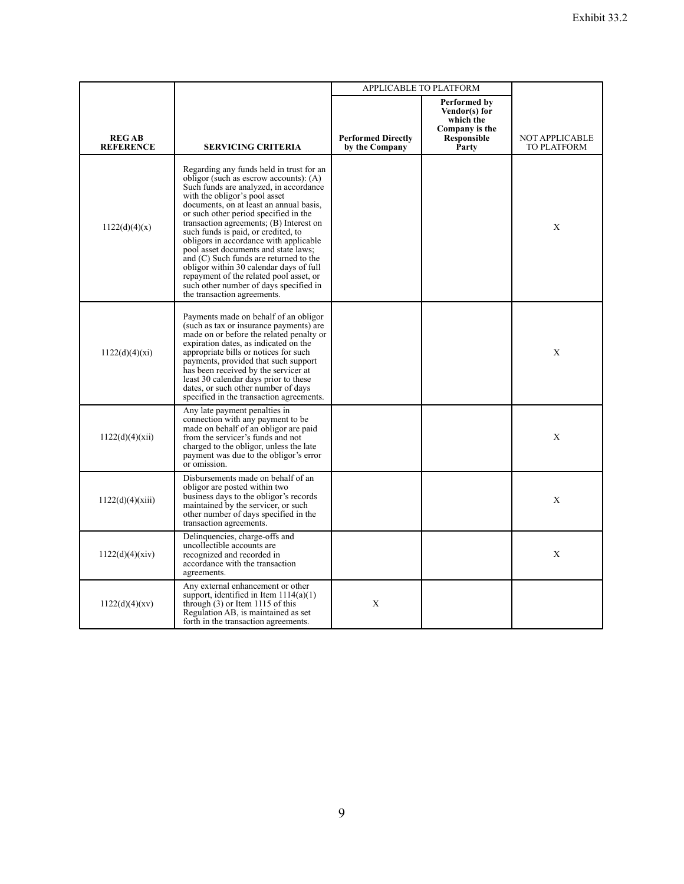Exhibit 33.2

| REG AB REFERENCE | SERVICING CRITERIA | APPLICABLE TO PLATFORM | | NOT APPLICABLE TO PLATFORM |
|---|---|---|---|---|
| | | **Performed Directly by the Company** | **Performed by Vendor(s) for which the Company is the Responsible Party** | |
| 1122(d)(4)(x) | Regarding any funds held in trust for an obligor (such as escrow accounts): (A) Such funds are analyzed, in accordance with the obligor's pool asset documents, on at least an annual basis, or such other period specified in the transaction agreements; (B) Interest on such funds is paid, or credited, to obligors in accordance with applicable pool asset documents and state laws; and (C) Such funds are returned to the obligor within 30 calendar days of full repayment of the related pool asset, or such other number of days specified in the transaction agreements. | | | X |
| 1122(d)(4)(xi) | Payments made on behalf of an obligor (such as tax or insurance payments) are made on or before the related penalty or expiration dates, as indicated on the appropriate bills or notices for such payments, provided that such support has been received by the servicer at least 30 calendar days prior to these dates, or such other number of days specified in the transaction agreements. | | | X |
| 1122(d)(4)(xii) | Any late payment penalties in connection with any payment to be made on behalf of an obligor are paid from the servicer's funds and not charged to the obligor, unless the late payment was due to the obligor's error or omission. | | | X |
| 1122(d)(4)(xiii) | Disbursements made on behalf of an obligor are posted within two business days to the obligor's records maintained by the servicer, or such other number of days specified in the transaction agreements. | | | X |
| 1122(d)(4)(xiv) | Delinquencies, charge-offs and uncollectible accounts are recognized and recorded in accordance with the transaction agreements. | | | X |
| 1122(d)(4)(xv) | Any external enhancement or other support, identified in Item 1114(a)(1) through (3) or Item 1115 of this Regulation AB, is maintained as set forth in the transaction agreements. | X | | |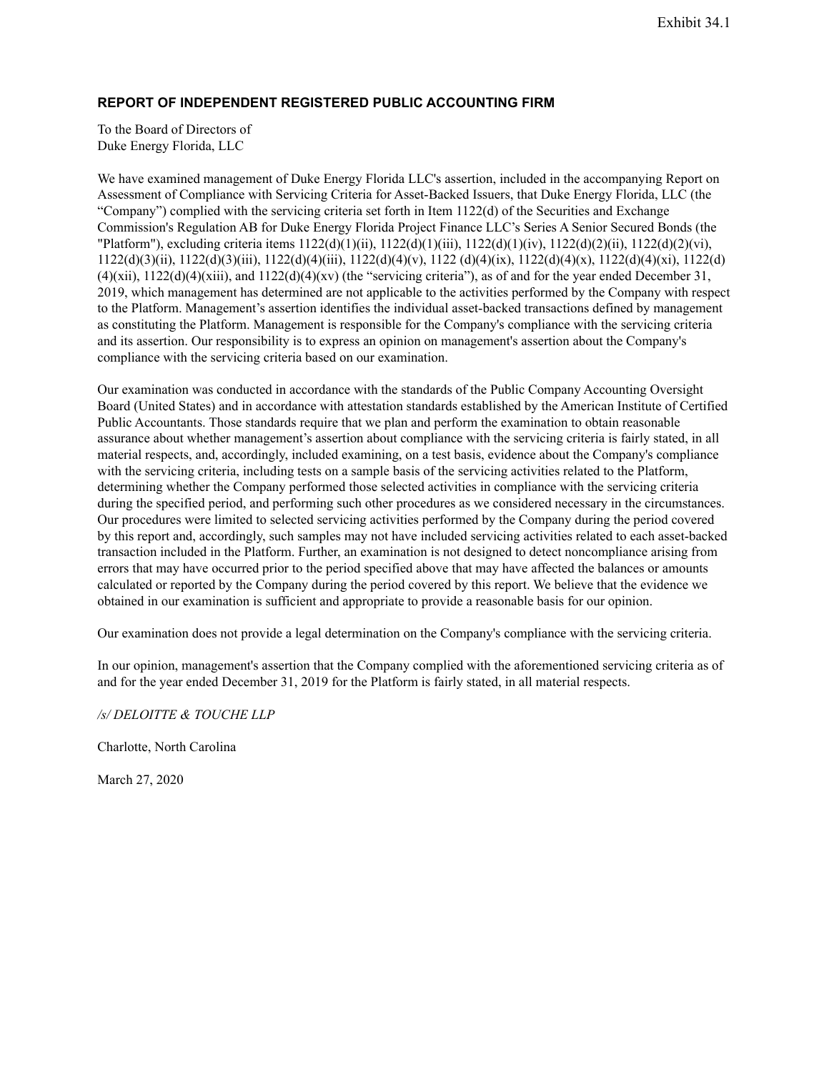Exhibit 34.1

## REPORT OF INDEPENDENT REGISTERED PUBLIC ACCOUNTING FIRM

To the Board of Directors of
Duke Energy Florida, LLC

We have examined management of Duke Energy Florida LLC's assertion, included in the accompanying Report on Assessment of Compliance with Servicing Criteria for Asset-Backed Issuers, that Duke Energy Florida, LLC (the "Company") complied with the servicing criteria set forth in Item 1122(d) of the Securities and Exchange Commission's Regulation AB for Duke Energy Florida Project Finance LLC's Series A Senior Secured Bonds (the "Platform"), excluding criteria items 1122(d)(1)(ii), 1122(d)(1)(iii), 1122(d)(1)(iv), 1122(d)(2)(ii), 1122(d)(2)(vi), 1122(d)(3)(ii), 1122(d)(3)(iii), 1122(d)(4)(iii), 1122(d)(4)(v), 1122 (d)(4)(ix), 1122(d)(4)(x), 1122(d)(4)(xi), 1122(d)(4)(xii), 1122(d)(4)(xiii), and 1122(d)(4)(xv) (the "servicing criteria"), as of and for the year ended December 31, 2019, which management has determined are not applicable to the activities performed by the Company with respect to the Platform. Management's assertion identifies the individual asset-backed transactions defined by management as constituting the Platform. Management is responsible for the Company's compliance with the servicing criteria and its assertion. Our responsibility is to express an opinion on management's assertion about the Company's compliance with the servicing criteria based on our examination.

Our examination was conducted in accordance with the standards of the Public Company Accounting Oversight Board (United States) and in accordance with attestation standards established by the American Institute of Certified Public Accountants. Those standards require that we plan and perform the examination to obtain reasonable assurance about whether management's assertion about compliance with the servicing criteria is fairly stated, in all material respects, and, accordingly, included examining, on a test basis, evidence about the Company's compliance with the servicing criteria, including tests on a sample basis of the servicing activities related to the Platform, determining whether the Company performed those selected activities in compliance with the servicing criteria during the specified period, and performing such other procedures as we considered necessary in the circumstances. Our procedures were limited to selected servicing activities performed by the Company during the period covered by this report and, accordingly, such samples may not have included servicing activities related to each asset-backed transaction included in the Platform. Further, an examination is not designed to detect noncompliance arising from errors that may have occurred prior to the period specified above that may have affected the balances or amounts calculated or reported by the Company during the period covered by this report. We believe that the evidence we obtained in our examination is sufficient and appropriate to provide a reasonable basis for our opinion.

Our examination does not provide a legal determination on the Company's compliance with the servicing criteria.

In our opinion, management's assertion that the Company complied with the aforementioned servicing criteria as of and for the year ended December 31, 2019 for the Platform is fairly stated, in all material respects.

*/s/ DELOITTE & TOUCHE LLP*

Charlotte, North Carolina

March 27, 2020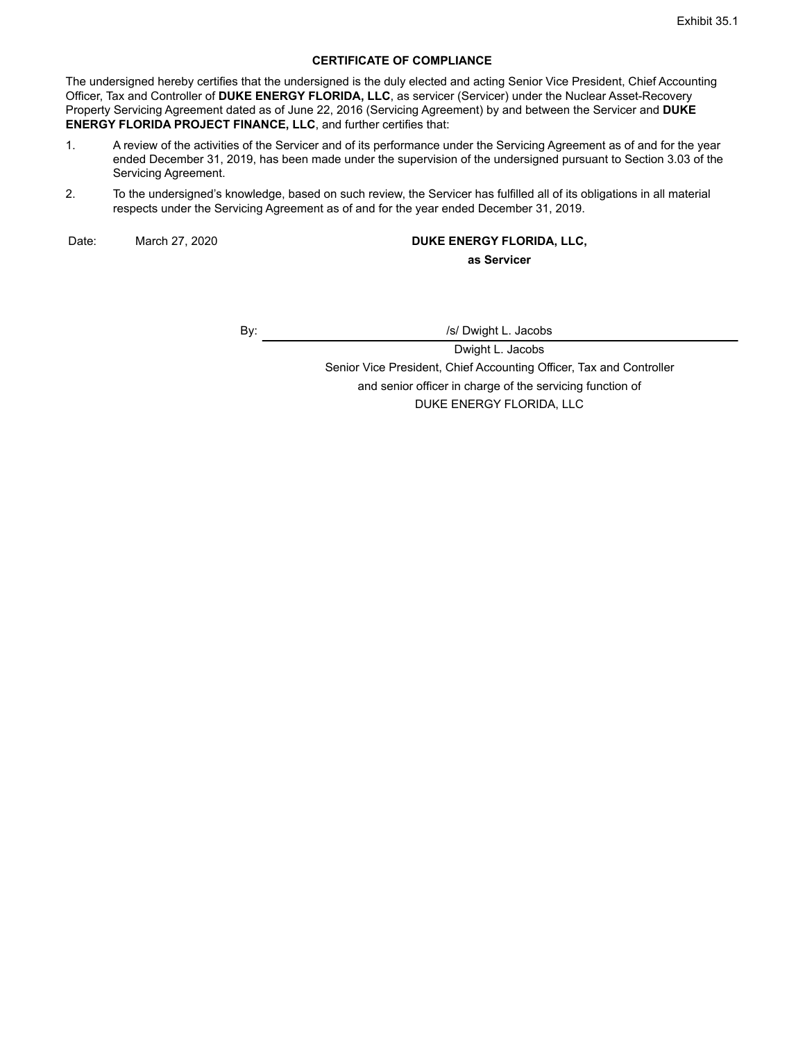Exhibit 35.1

**CERTIFICATE OF COMPLIANCE**

The undersigned hereby certifies that the undersigned is the duly elected and acting Senior Vice President, Chief Accounting Officer, Tax and Controller of **DUKE ENERGY FLORIDA, LLC**, as servicer (Servicer) under the Nuclear Asset-Recovery Property Servicing Agreement dated as of June 22, 2016 (Servicing Agreement) by and between the Servicer and **DUKE ENERGY FLORIDA PROJECT FINANCE, LLC**, and further certifies that:

1. A review of the activities of the Servicer and of its performance under the Servicing Agreement as of and for the year ended December 31, 2019, has been made under the supervision of the undersigned pursuant to Section 3.03 of the Servicing Agreement.
2. To the undersigned's knowledge, based on such review, the Servicer has fulfilled all of its obligations in all material respects under the Servicing Agreement as of and for the year ended December 31, 2019.

Date: March 27, 2020

**DUKE ENERGY FLORIDA, LLC,**
**as Servicer**

By: /s/ Dwight L. Jacobs

Dwight L. Jacobs
Senior Vice President, Chief Accounting Officer, Tax and Controller
and senior officer in charge of the servicing function of
DUKE ENERGY FLORIDA, LLC